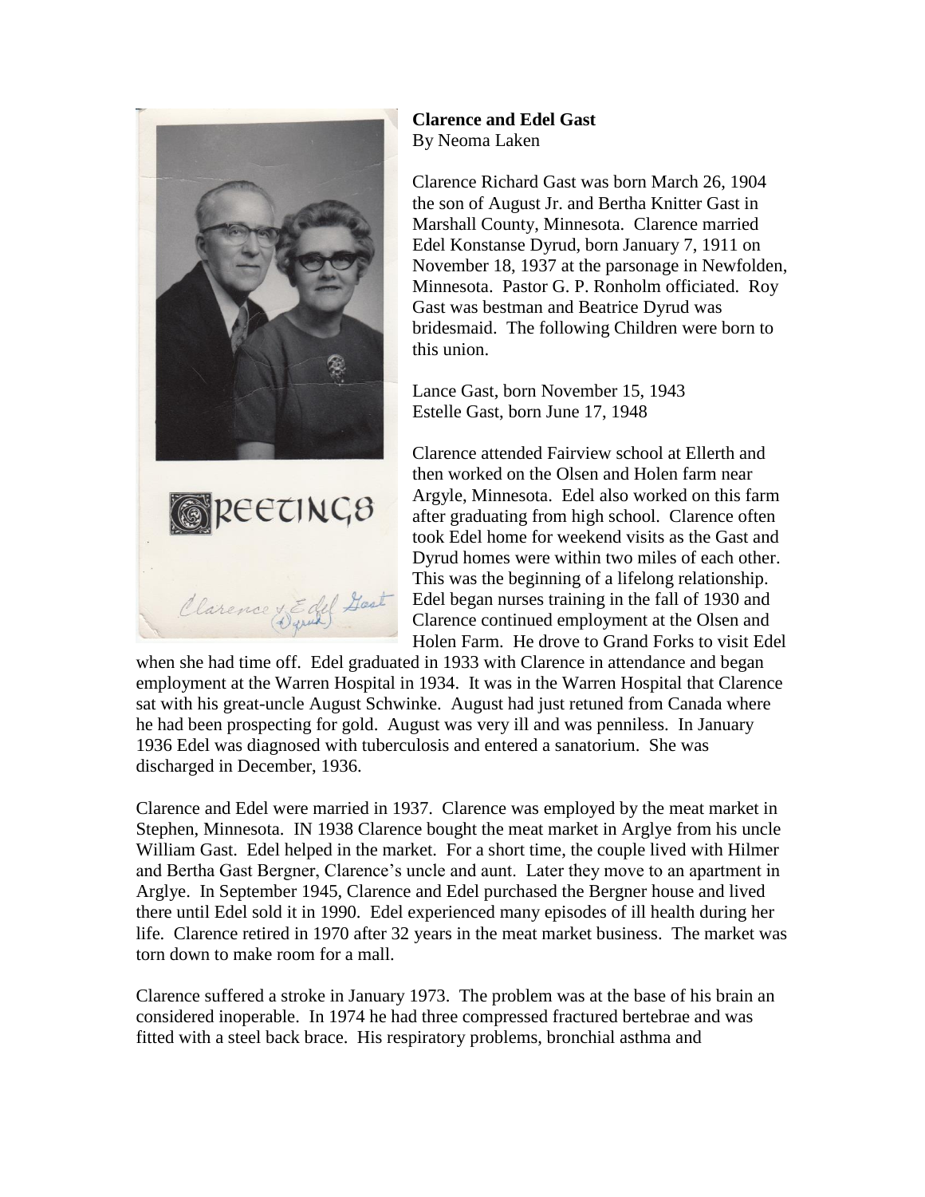**Clarence and Edel Gast**
By Neoma Laken

Clarence Richard Gast was born March 26, 1904 the son of August Jr. and Bertha Knitter Gast in Marshall County, Minnesota. Clarence married Edel Konstanse Dyrud, born January 7, 1911 on November 18, 1937 at the parsonage in Newfolden, Minnesota. Pastor G. P. Ronholm officiated. Roy Gast was bestman and Beatrice Dyrud was bridesmaid. The following Children were born to this union.

Lance Gast, born November 15, 1943
Estelle Gast, born June 17, 1948

Clarence attended Fairview school at Ellerth and then worked on the Olsen and Holen farm near Argyle, Minnesota. Edel also worked on this farm after graduating from high school. Clarence often took Edel home for weekend visits as the Gast and Dyrud homes were within two miles of each other. This was the beginning of a lifelong relationship. Edel began nurses training in the fall of 1930 and Clarence continued employment at the Olsen and Holen Farm. He drove to Grand Forks to visit Edel when she had time off. Edel graduated in 1933 with Clarence in attendance and began employment at the Warren Hospital in 1934. It was in the Warren Hospital that Clarence sat with his great-uncle August Schwinke. August had just retuned from Canada where he had been prospecting for gold. August was very ill and was penniless. In January 1936 Edel was diagnosed with tuberculosis and entered a sanatorium. She was discharged in December, 1936.

Clarence and Edel were married in 1937. Clarence was employed by the meat market in Stephen, Minnesota. IN 1938 Clarence bought the meat market in Arglye from his uncle William Gast. Edel helped in the market. For a short time, the couple lived with Hilmer and Bertha Gast Bergner, Clarence's uncle and aunt. Later they move to an apartment in Arglye. In September 1945, Clarence and Edel purchased the Bergner house and lived there until Edel sold it in 1990. Edel experienced many episodes of ill health during her life. Clarence retired in 1970 after 32 years in the meat market business. The market was torn down to make room for a mall.

Clarence suffered a stroke in January 1973. The problem was at the base of his brain an considered inoperable. In 1974 he had three compressed fractured bertebrae and was fitted with a steel back brace. His respiratory problems, bronchial asthma and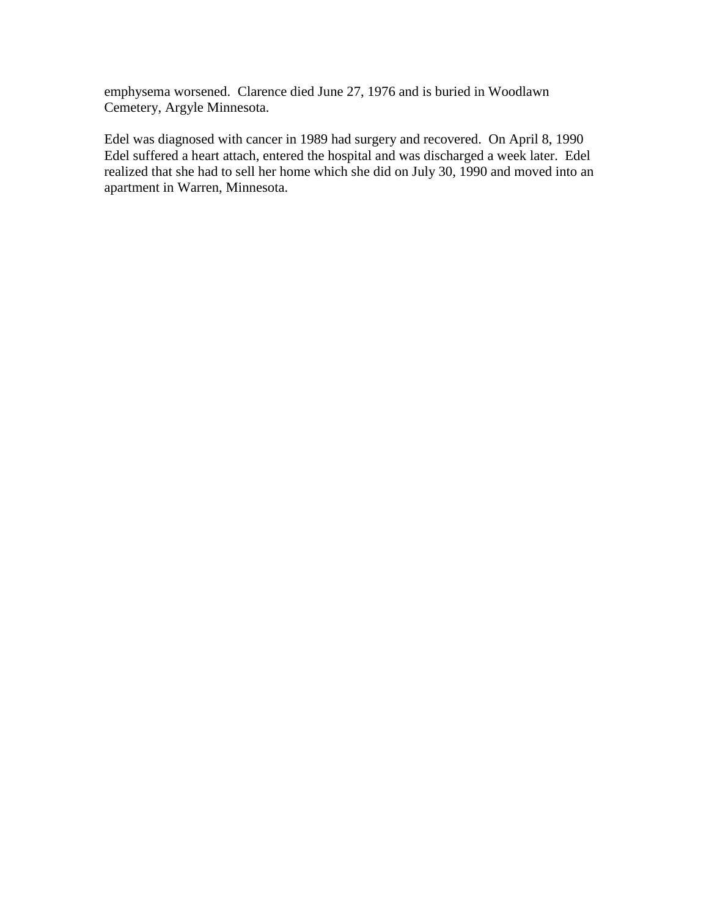emphysema worsened.  Clarence died June 27, 1976 and is buried in Woodlawn Cemetery, Argyle Minnesota.

Edel was diagnosed with cancer in 1989 had surgery and recovered.  On April 8, 1990 Edel suffered a heart attach, entered the hospital and was discharged a week later.  Edel realized that she had to sell her home which she did on July 30, 1990 and moved into an apartment in Warren, Minnesota.